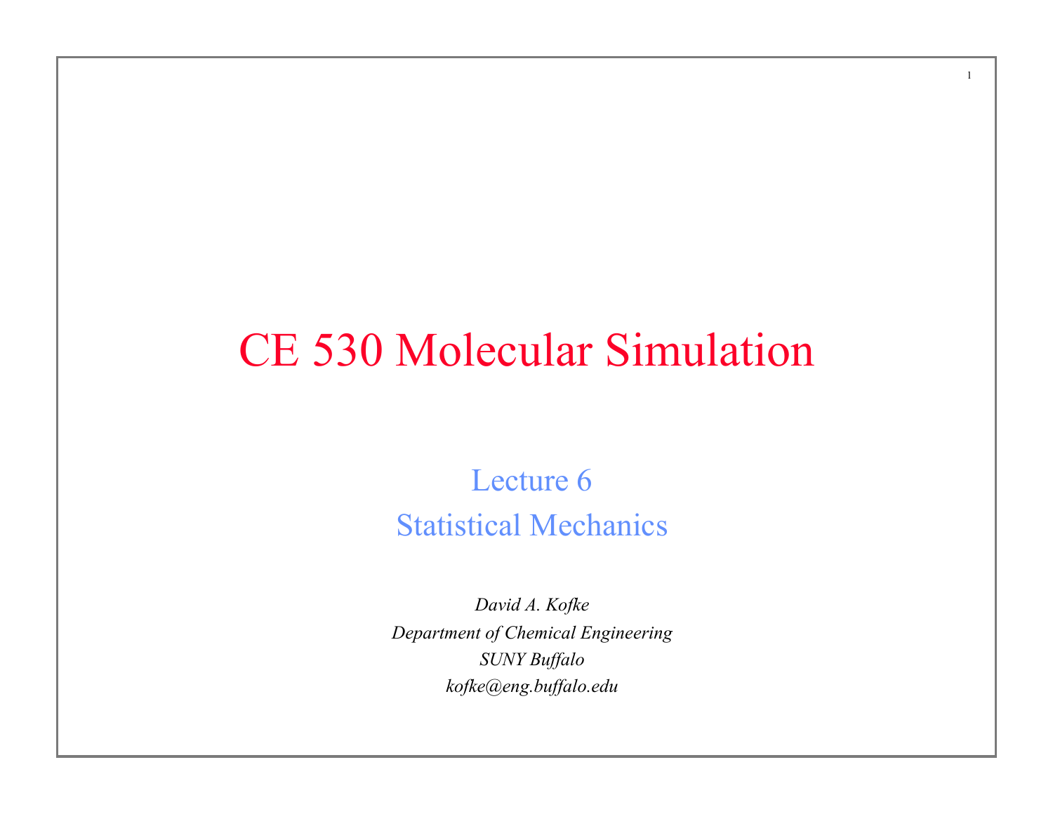# CE 530 Molecular Simulation

## Lecture 6
## Statistical Mechanics

*David A. Kofke*
*Department of Chemical Engineering*
*SUNY Buffalo*
*kofke@eng.buffalo.edu*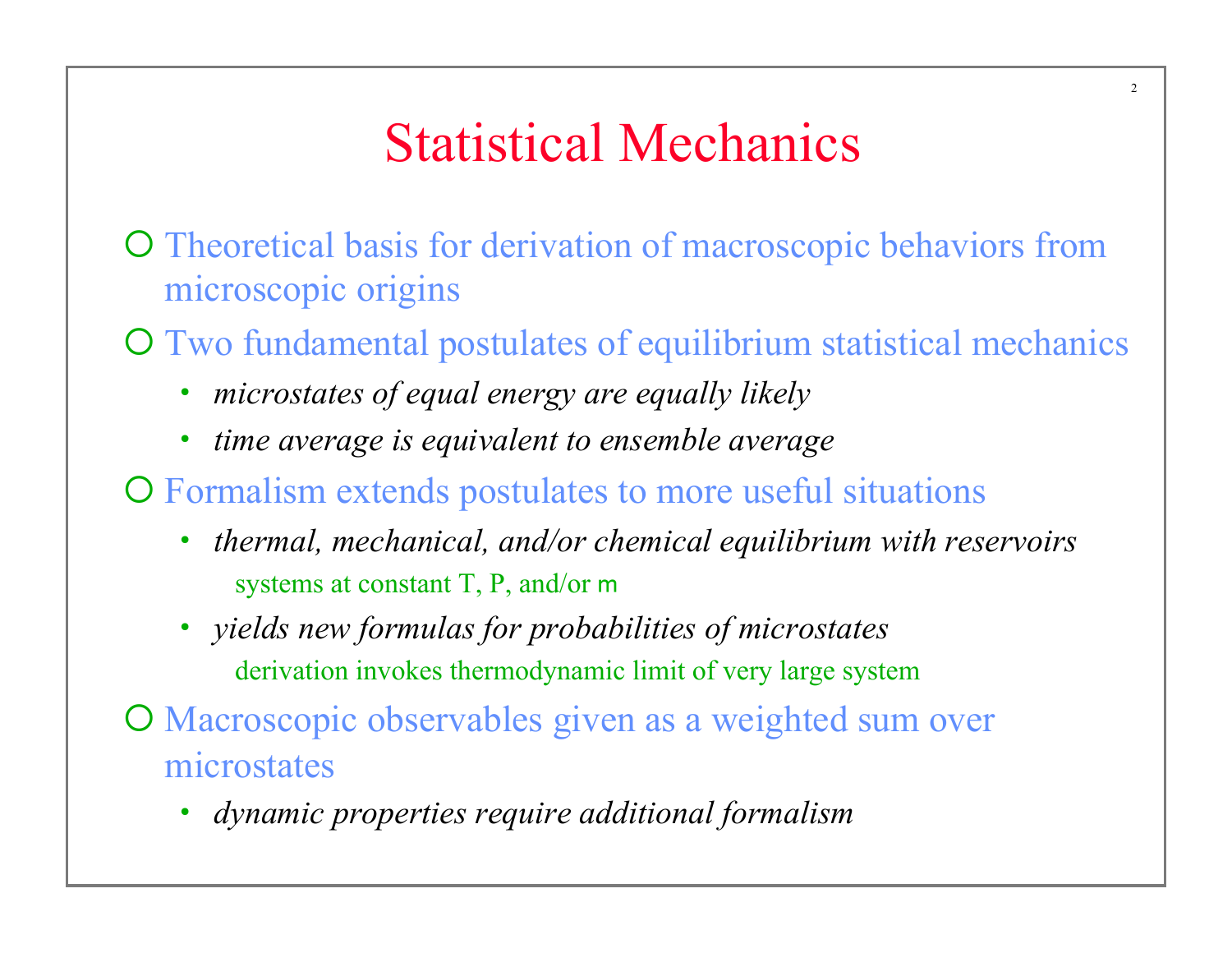# Statistical Mechanics

- Theoretical basis for derivation of macroscopic behaviors from microscopic origins
- Two fundamental postulates of equilibrium statistical mechanics
  - *microstates of equal energy are equally likely*
  - *time average is equivalent to ensemble average*
- Formalism extends postulates to more useful situations
  - *thermal, mechanical, and/or chemical equilibrium with reservoirs*
    - systems at constant T, P, and/or $\mu$
  - *yields new formulas for probabilities of microstates*
    - derivation invokes thermodynamic limit of very large system
- Macroscopic observables given as a weighted sum over microstates
  - *dynamic properties require additional formalism*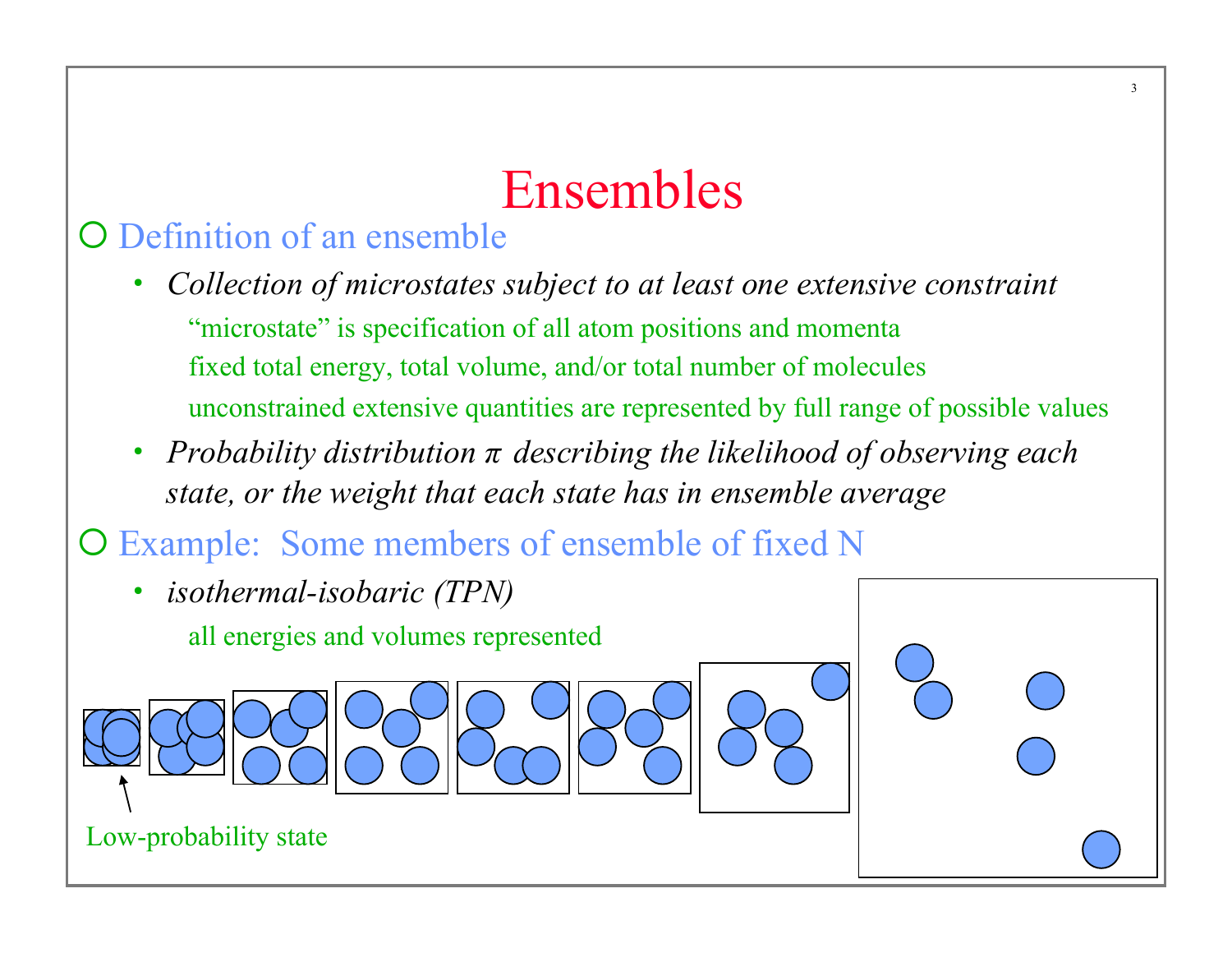# Ensembles

## Definition of an ensemble

- *Collection of microstates subject to at least one extensive constraint*
  - "microstate" is specification of all atom positions and momenta
  - fixed total energy, total volume, and/or total number of molecules
  - unconstrained extensive quantities are represented by full range of possible values
- *Probability distribution $\pi$ describing the likelihood of observing each state, or the weight that each state has in ensemble average*

## Example: Some members of ensemble of fixed N

- *isothermal-isobaric (TPN)*
  - all energies and volumes represented

Low-probability state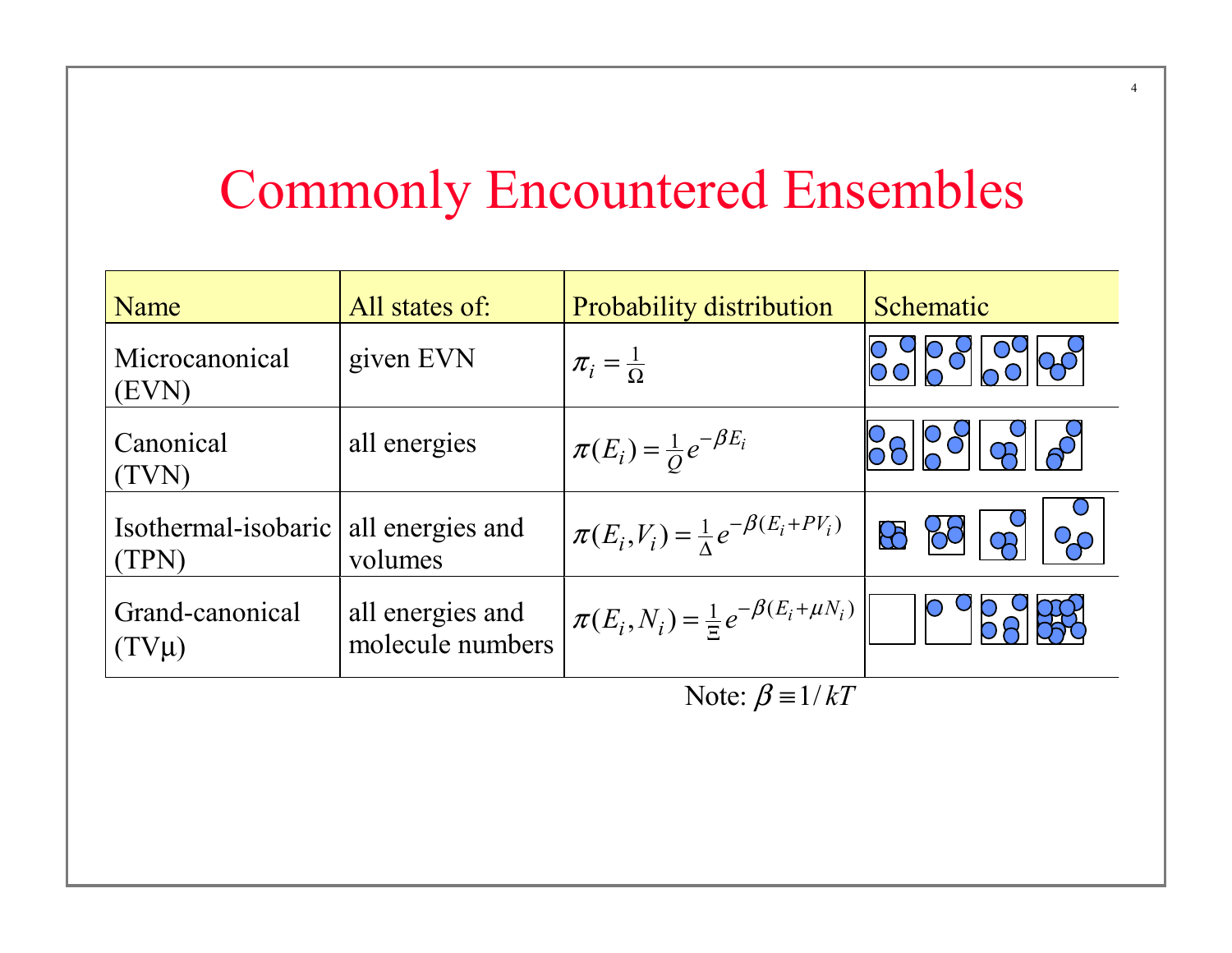# Commonly Encountered Ensembles

| Name | All states of: | Probability distribution | Schematic |
|---|---|---|---|
| Microcanonical (EVN) | given EVN | $\pi_i = \frac{1}{\Omega}$ | |
| Canonical (TVN) | all energies | $\pi(E_i) = \frac{1}{Q} e^{-\beta E_i}$ | |
| Isothermal-isobaric (TPN) | all energies and volumes | $\pi(E_i, V_i) = \frac{1}{\Delta} e^{-\beta(E_i + PV_i)}$ | |
| Grand-canonical (TVμ) | all energies and molecule numbers | $\pi(E_i, N_i) = \frac{1}{\Xi} e^{-\beta(E_i + \mu N_i)}$ | |

Note: $\beta \equiv 1/kT$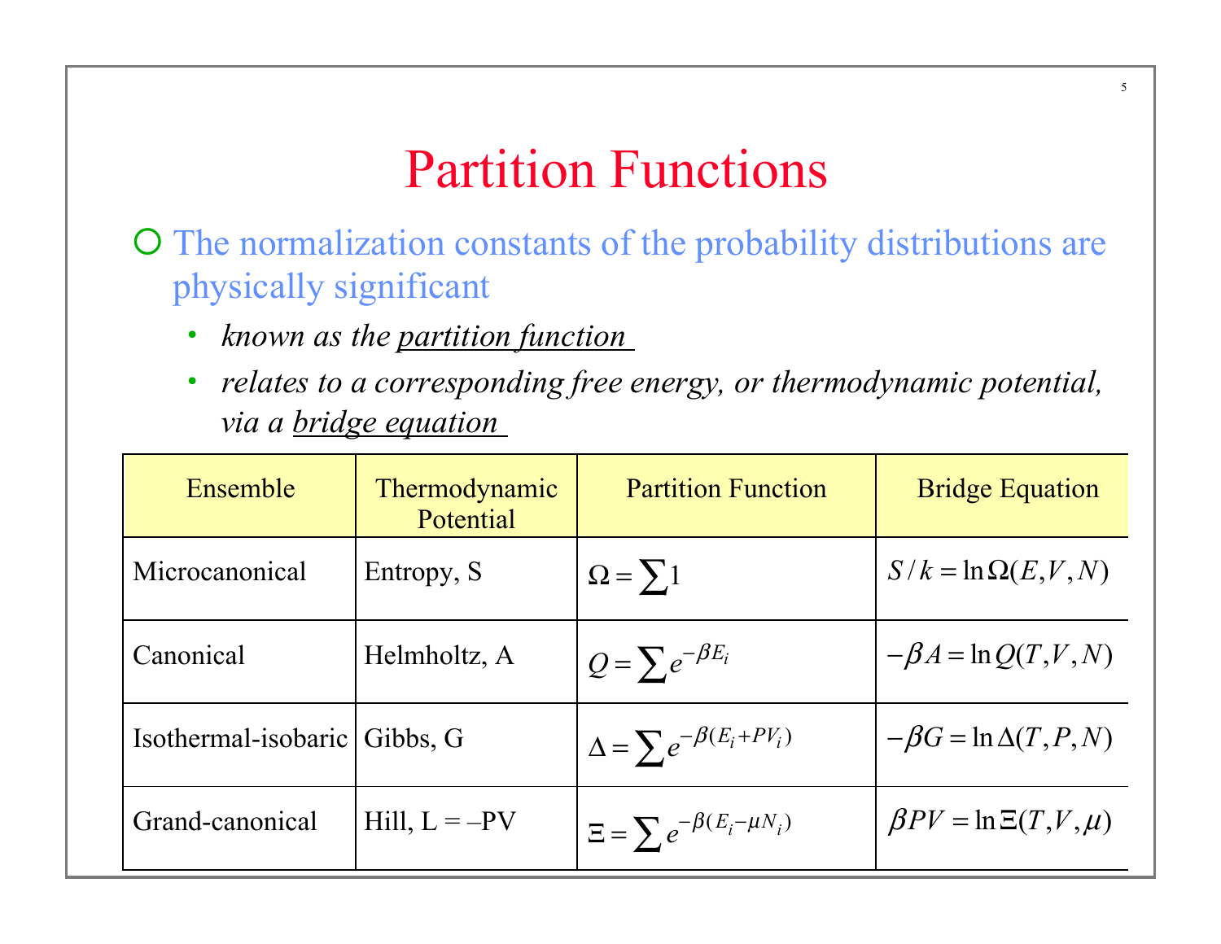# Partition Functions

- The normalization constants of the probability distributions are physically significant
  - *known as the* *partition function*
  - *relates to a corresponding free energy, or thermodynamic potential, via a* *bridge equation*

| Ensemble | Thermodynamic Potential | Partition Function | Bridge Equation |
|---|---|---|---|
| Microcanonical | Entropy, S | $\Omega = \sum 1$ | $S / k = \ln \Omega(E, V, N)$ |
| Canonical | Helmholtz, A | $Q = \sum e^{-\beta E_i}$ | $-\beta A = \ln Q(T, V, N)$ |
| Isothermal-isobaric | Gibbs, G | $\Delta = \sum e^{-\beta(E_i + PV_i)}$ | $-\beta G = \ln \Delta(T, P, N)$ |
| Grand-canonical | Hill, L = –PV | $\Xi = \sum e^{-\beta(E_i - \mu N_i)}$ | $\beta PV = \ln \Xi(T, V, \mu)$ |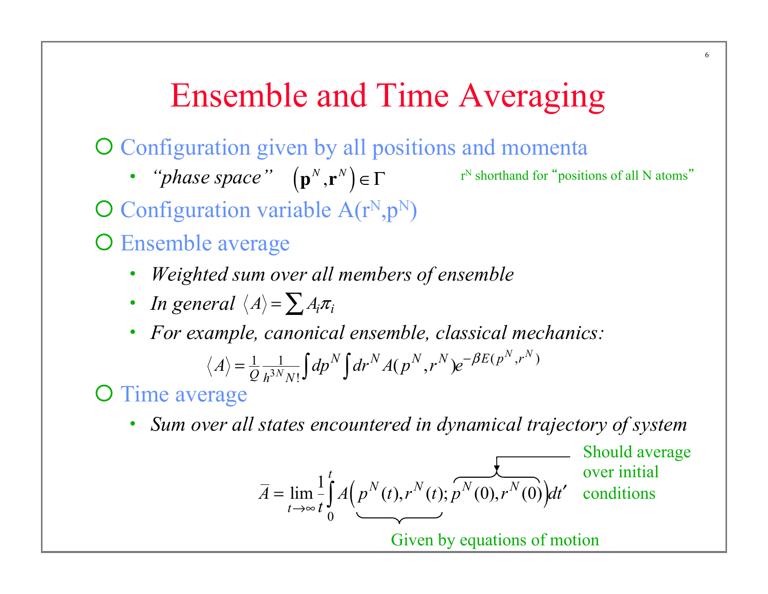# Ensemble and Time Averaging

- Configuration given by all positions and momenta
  - *"phase space"* $\left(\mathbf{p}^N, \mathbf{r}^N\right) \in \Gamma$

    $r^N$ shorthand for "positions of all N atoms"
- Configuration variable $A(r^N, p^N)$
- Ensemble average
  - *Weighted sum over all members of ensemble*
  - *In general* $\langle A \rangle = \sum A_i \pi_i$
  - *For example, canonical ensemble, classical mechanics:*

$$\langle A \rangle = \frac{1}{Q} \frac{1}{h^{3N} N!} \int dp^N \int dr^N A(p^N, r^N) e^{-\beta E(p^N, r^N)}$$

- Time average
  - *Sum over all states encountered in dynamical trajectory of system*

$$\overline{A} = \lim_{t \to \infty} \frac{1}{t} \int_0^t A\Big(\underbrace{p^N(t), r^N(t)}_{\text{Given by equations of motion}}; \overbrace{p^N(0), r^N(0)}^{\text{Should average over initial conditions}}\Big) dt'$$

Should average over initial conditions

Given by equations of motion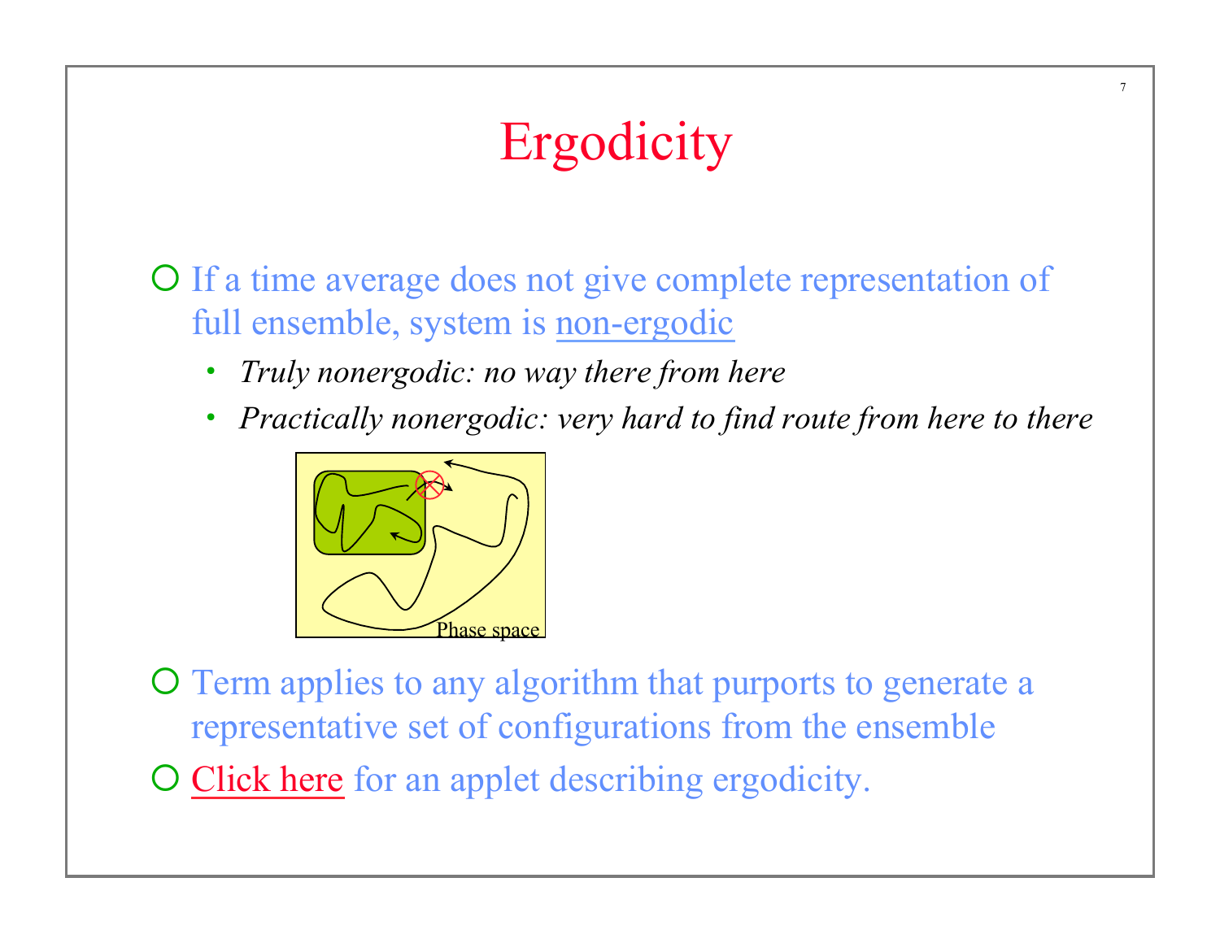# Ergodicity

- If a time average does not give complete representation of full ensemble, system is non-ergodic
  - *Truly nonergodic: no way there from here*
  - *Practically nonergodic: very hard to find route from here to there*

Phase space

- Term applies to any algorithm that purports to generate a representative set of configurations from the ensemble
- Click here for an applet describing ergodicity.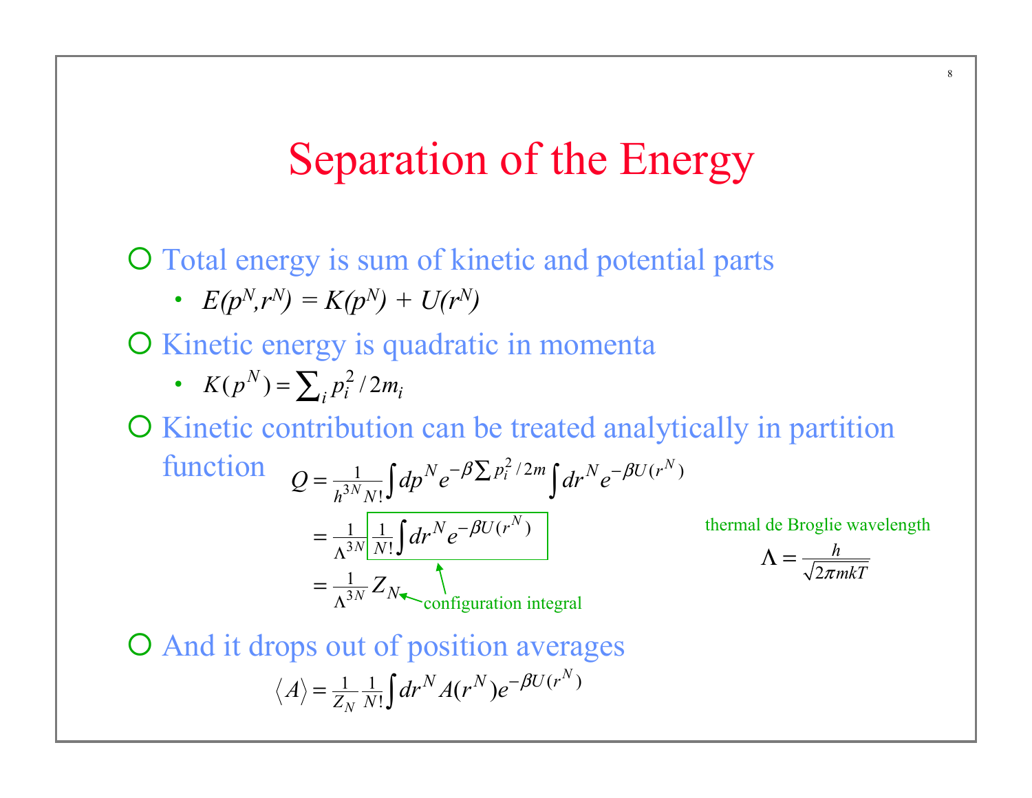# Separation of the Energy

- Total energy is sum of kinetic and potential parts
  - $E(p^N, r^N) = K(p^N) + U(r^N)$
- Kinetic energy is quadratic in momenta
  - $K(p^N) = \sum_i p_i^2 / 2m_i$
- Kinetic contribution can be treated analytically in partition function

$$
\begin{aligned}
Q &= \frac{1}{h^{3N} N!} \int dp^N e^{-\beta \sum p_i^2 / 2m} \int dr^N e^{-\beta U(r^N)} \\
&= \frac{1}{\Lambda^{3N}} \boxed{\frac{1}{N!} \int dr^N e^{-\beta U(r^N)}} \\
&= \frac{1}{\Lambda^{3N}} Z_N
\end{aligned}
$$

configuration integral

thermal de Broglie wavelength

$$\Lambda = \frac{h}{\sqrt{2\pi mkT}}$$

- And it drops out of position averages

$$\langle A \rangle = \frac{1}{Z_N} \frac{1}{N!} \int dr^N A(r^N) e^{-\beta U(r^N)}$$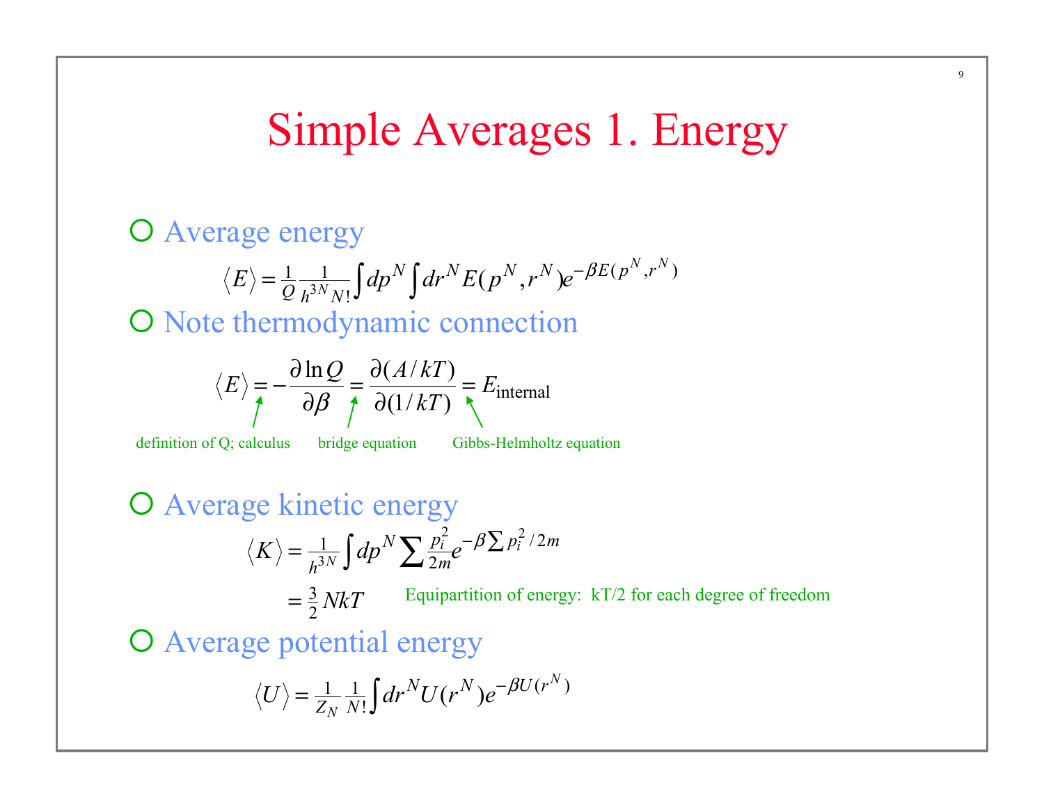# Simple Averages 1. Energy

- Average energy

$$\langle E \rangle = \frac{1}{Q}\frac{1}{h^{3N}N!}\int dp^N \int dr^N E(p^N, r^N) e^{-\beta E(p^N, r^N)}$$

- Note thermodynamic connection

$$\langle E \rangle = -\frac{\partial \ln Q}{\partial \beta} = \frac{\partial (A/kT)}{\partial (1/kT)} = E_{\text{internal}}$$

definition of Q; calculus — bridge equation — Gibbs-Helmholtz equation

- Average kinetic energy

$$\langle K \rangle = \frac{1}{h^{3N}}\int dp^N \sum \frac{p_i^2}{2m} e^{-\beta \sum p_i^2/2m}$$

$$= \frac{3}{2}NkT$$

Equipartition of energy: kT/2 for each degree of freedom

- Average potential energy

$$\langle U \rangle = \frac{1}{Z_N}\frac{1}{N!}\int dr^N U(r^N) e^{-\beta U(r^N)}$$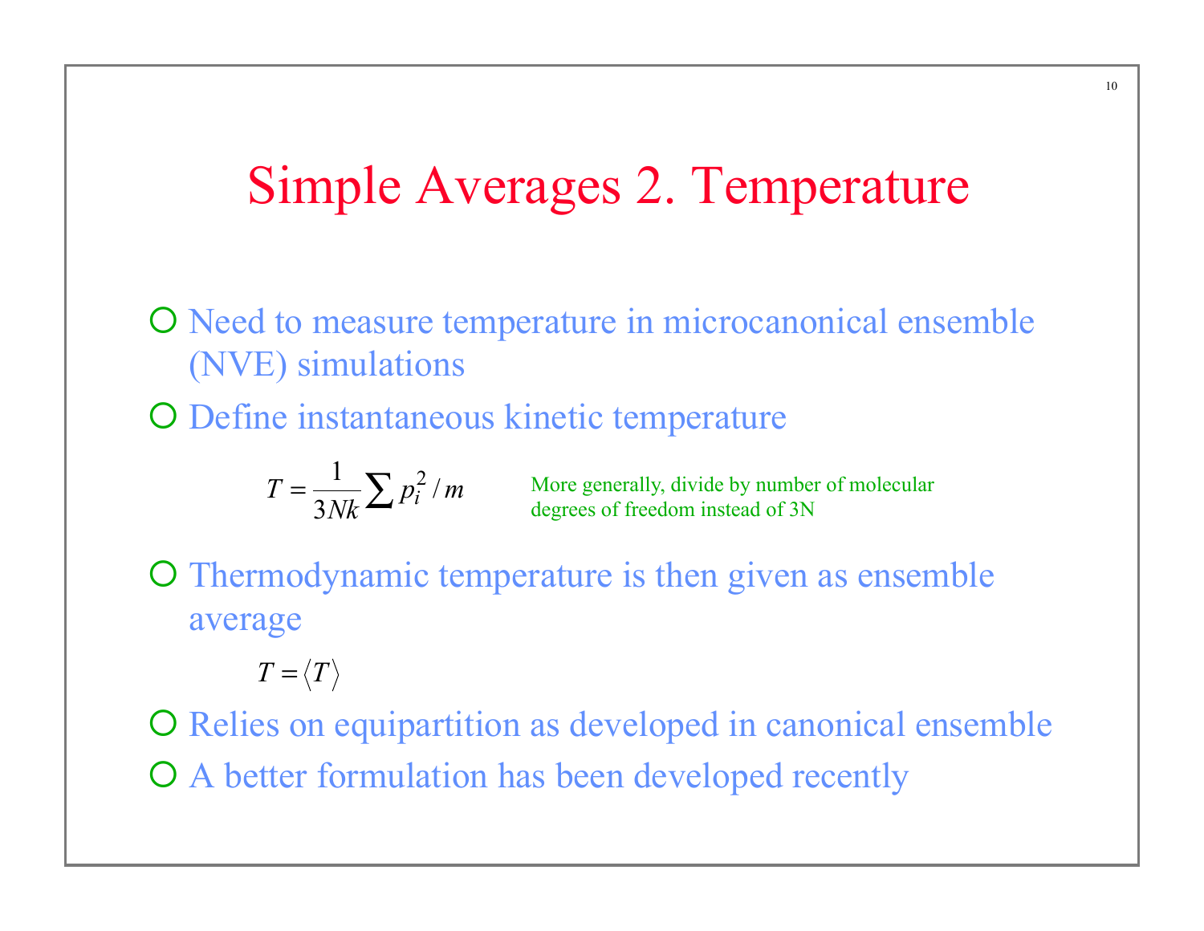# Simple Averages 2. Temperature

- Need to measure temperature in microcanonical ensemble (NVE) simulations
- Define instantaneous kinetic temperature

$$\mathcal{T} = \frac{1}{3Nk}\sum p_i^2 / m$$

More generally, divide by number of molecular degrees of freedom instead of 3N

- Thermodynamic temperature is then given as ensemble average

$$T = \langle \mathcal{T} \rangle$$

- Relies on equipartition as developed in canonical ensemble
- A better formulation has been developed recently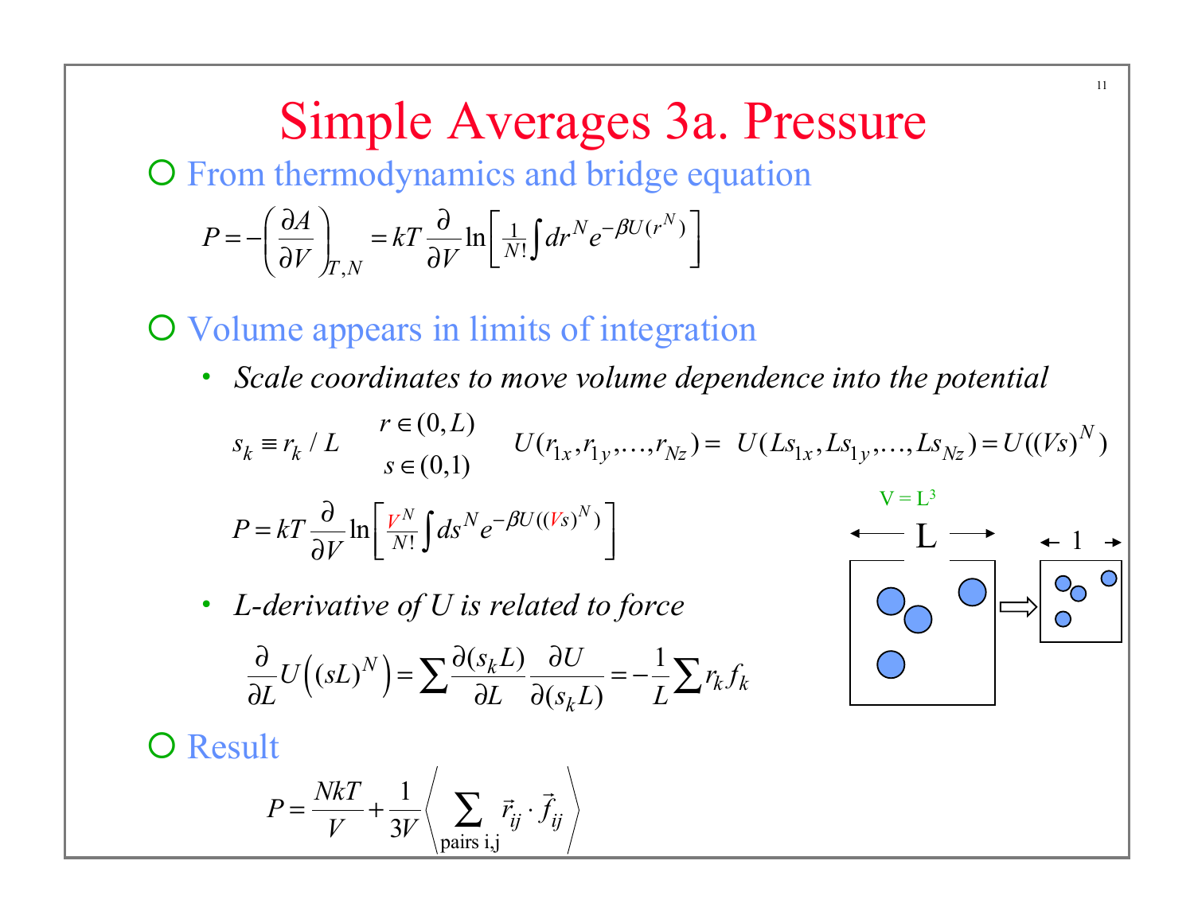# Simple Averages 3a. Pressure

- From thermodynamics and bridge equation

$$P = -\left(\frac{\partial A}{\partial V}\right)_{T,N} = kT\frac{\partial}{\partial V}\ln\left[\tfrac{1}{N!}\int dr^N e^{-\beta U(r^N)}\right]$$

- Volume appears in limits of integration
  - *Scale coordinates to move volume dependence into the potential*

$$s_k \equiv r_k / L \qquad \begin{matrix} r \in (0,L) \\ s \in (0,1) \end{matrix} \qquad U(r_{1x}, r_{1y}, \ldots, r_{Nz}) = U(Ls_{1x}, Ls_{1y}, \ldots, Ls_{Nz}) = U((Vs)^N)$$

$$P = kT\frac{\partial}{\partial V}\ln\left[\frac{V^N}{N!}\int ds^N e^{-\beta U((Vs)^N)}\right]$$

V = L³

L

1

  - *L-derivative of U is related to force*

$$\frac{\partial}{\partial L}U\left((sL)^N\right) = \sum \frac{\partial(s_k L)}{\partial L}\frac{\partial U}{\partial(s_k L)} = -\frac{1}{L}\sum r_k f_k$$

- Result

$$P = \frac{NkT}{V} + \frac{1}{3V}\left\langle \sum_{\text{pairs i,j}} \vec{r}_{ij}\cdot\vec{f}_{ij}\right\rangle$$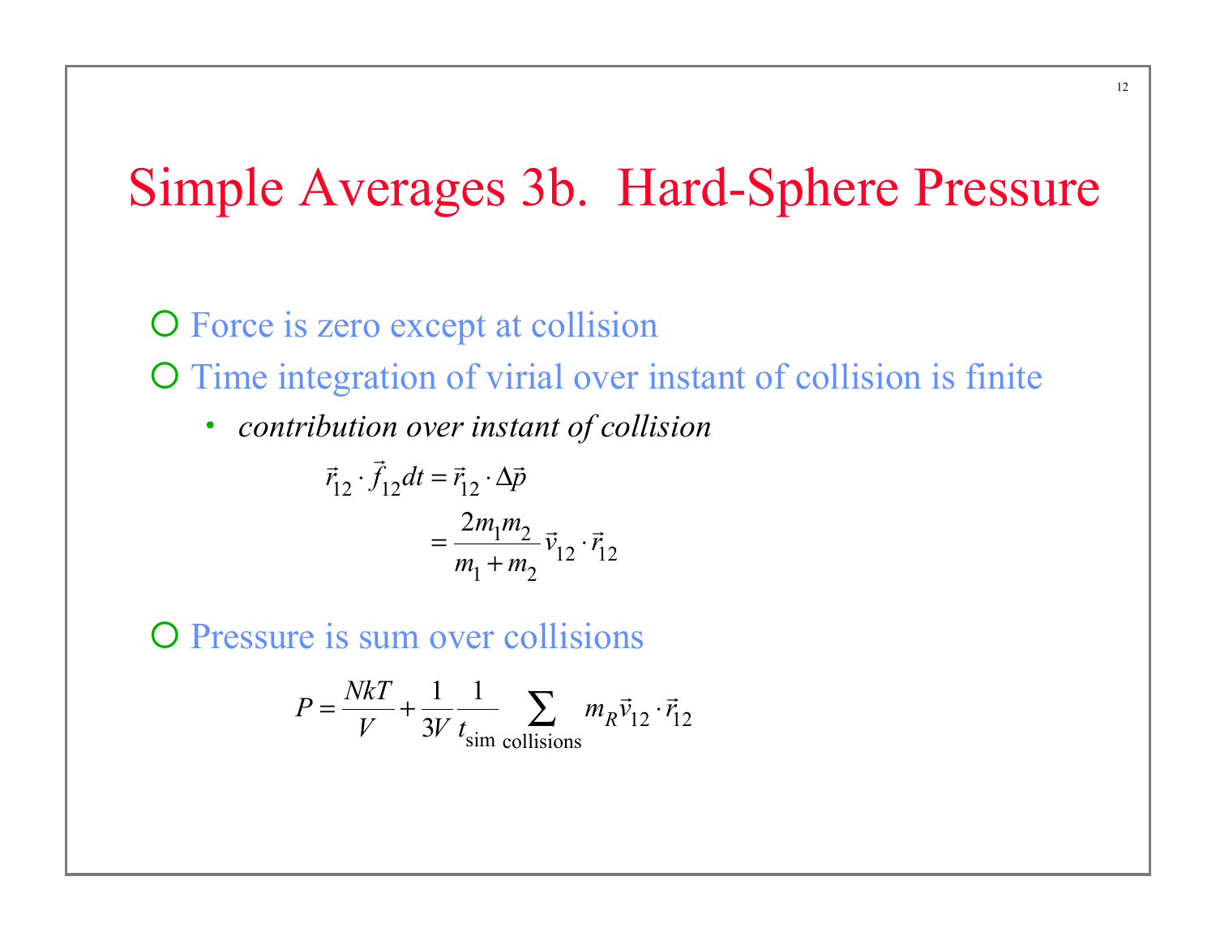# Simple Averages 3b. Hard-Sphere Pressure

- Force is zero except at collision
- Time integration of virial over instant of collision is finite
  - *contribution over instant of collision*

$$
\begin{aligned}
\vec{r}_{12} \cdot \vec{f}_{12} dt &= \vec{r}_{12} \cdot \Delta \vec{p} \\
&= \frac{2 m_1 m_2}{m_1 + m_2} \vec{v}_{12} \cdot \vec{r}_{12}
\end{aligned}
$$

- Pressure is sum over collisions

$$
P = \frac{NkT}{V} + \frac{1}{3V} \frac{1}{t_{\text{sim}}} \sum_{\text{collisions}} m_R \vec{v}_{12} \cdot \vec{r}_{12}
$$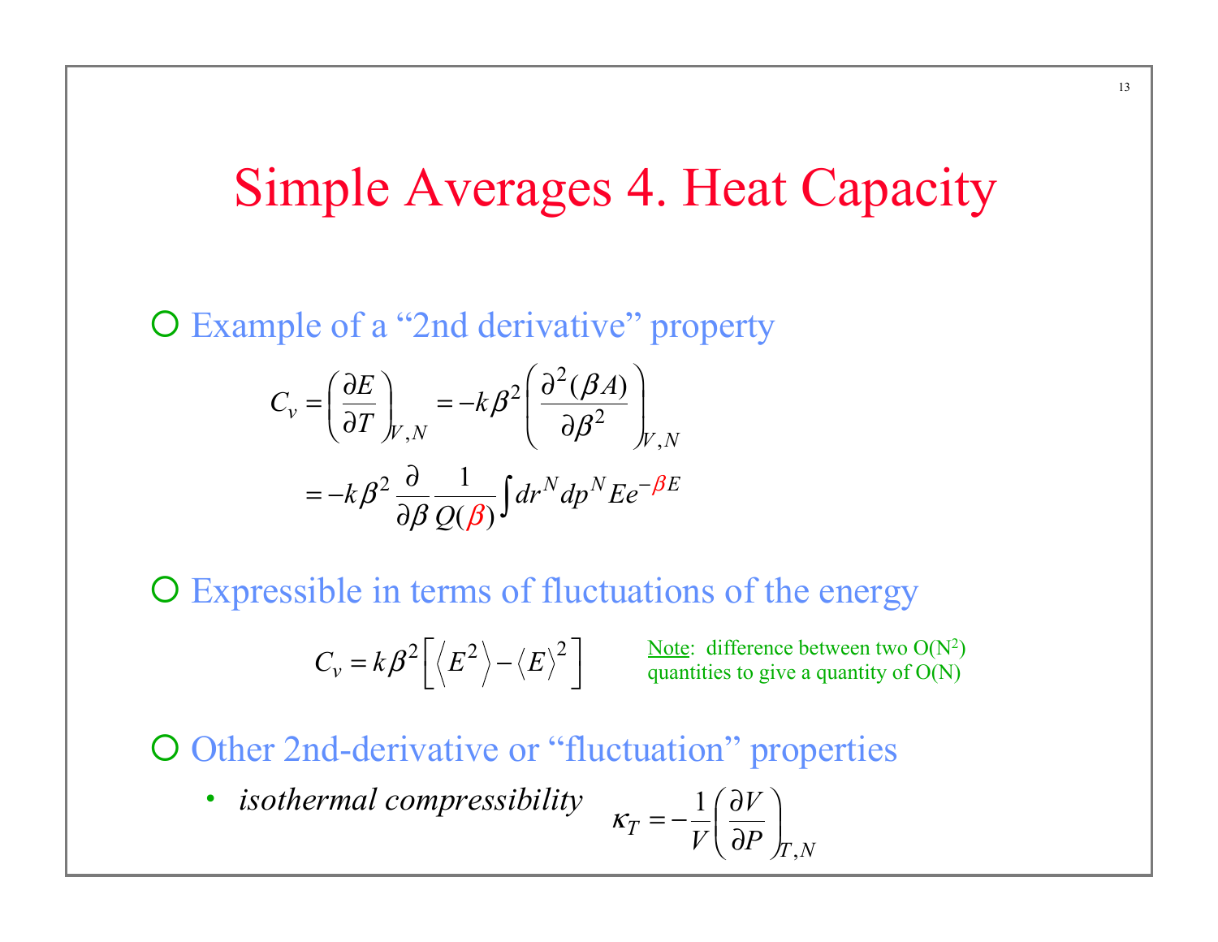# Simple Averages 4. Heat Capacity

- Example of a "2nd derivative" property

$$C_v = \left(\frac{\partial E}{\partial T}\right)_{V,N} = -k\beta^2 \left(\frac{\partial^2 (\beta A)}{\partial \beta^2}\right)_{V,N}$$

$$= -k\beta^2 \frac{\partial}{\partial \beta} \frac{1}{Q(\beta)} \int dr^N dp^N E e^{-\beta E}$$

- Expressible in terms of fluctuations of the energy

$$C_v = k\beta^2 \left[ \left\langle E^2 \right\rangle - \left\langle E \right\rangle^2 \right]$$

Note: difference between two $O(N^2)$ quantities to give a quantity of $O(N)$

- Other 2nd-derivative or "fluctuation" properties
  - *isothermal compressibility* $\kappa_T = -\frac{1}{V}\left(\frac{\partial V}{\partial P}\right)_{T,N}$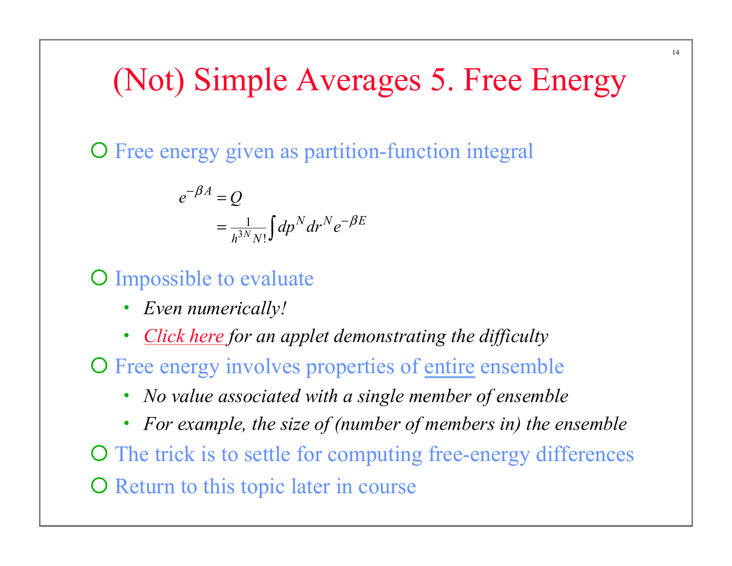# (Not) Simple Averages 5. Free Energy

- Free energy given as partition-function integral

$$
\begin{aligned}
e^{-\beta A} &= Q \\
&= \frac{1}{h^{3N} N!} \int dp^N dr^N e^{-\beta E}
\end{aligned}
$$

- Impossible to evaluate
  - *Even numerically!*
  - *Click here for an applet demonstrating the difficulty*
- Free energy involves properties of entire ensemble
  - *No value associated with a single member of ensemble*
  - *For example, the size of (number of members in) the ensemble*
- The trick is to settle for computing free-energy differences
- Return to this topic later in course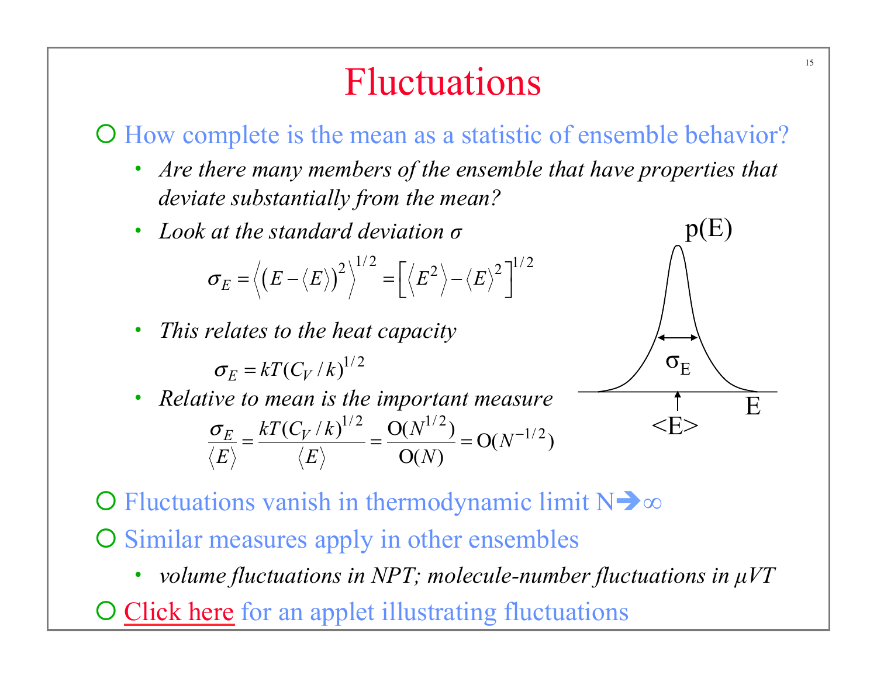# Fluctuations

- How complete is the mean as a statistic of ensemble behavior?
  - *Are there many members of the ensemble that have properties that deviate substantially from the mean?*
  - *Look at the standard deviation σ*

$$\sigma_E = \left\langle \left(E - \langle E \rangle\right)^2 \right\rangle^{1/2} = \left[ \left\langle E^2 \right\rangle - \langle E \rangle^2 \right]^{1/2}$$

  - *This relates to the heat capacity*

$$\sigma_E = kT(C_V / k)^{1/2}$$

  - *Relative to mean is the important measure*

$$\frac{\sigma_E}{\langle E \rangle} = \frac{kT(C_V / k)^{1/2}}{\langle E \rangle} = \frac{\mathrm{O}(N^{1/2})}{\mathrm{O}(N)} = \mathrm{O}(N^{-1/2})$$

p(E)

$\sigma_E$

E

<E>

- Fluctuations vanish in thermodynamic limit N➔∞
- Similar measures apply in other ensembles
  - *volume fluctuations in NPT; molecule-number fluctuations in μVT*
- Click here for an applet illustrating fluctuations